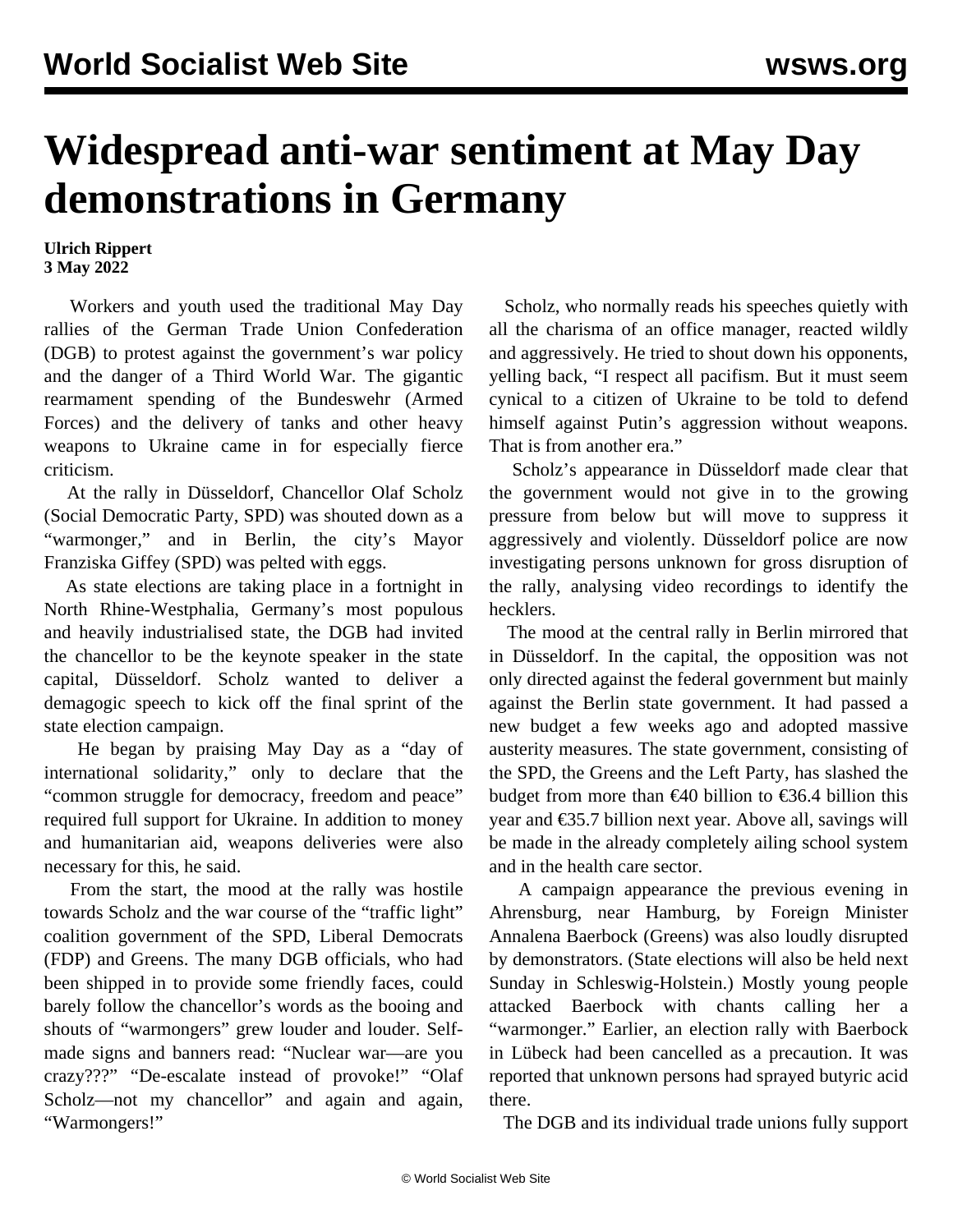# Widespread anti-war sentiment at May Day demonstrations in Germany

**Ulrich Rippert**
**3 May 2022**

Workers and youth used the traditional May Day rallies of the German Trade Union Confederation (DGB) to protest against the government's war policy and the danger of a Third World War. The gigantic rearmament spending of the Bundeswehr (Armed Forces) and the delivery of tanks and other heavy weapons to Ukraine came in for especially fierce criticism.

At the rally in Düsseldorf, Chancellor Olaf Scholz (Social Democratic Party, SPD) was shouted down as a "warmonger," and in Berlin, the city's Mayor Franziska Giffey (SPD) was pelted with eggs.

As state elections are taking place in a fortnight in North Rhine-Westphalia, Germany's most populous and heavily industrialised state, the DGB had invited the chancellor to be the keynote speaker in the state capital, Düsseldorf. Scholz wanted to deliver a demagogic speech to kick off the final sprint of the state election campaign.

He began by praising May Day as a "day of international solidarity," only to declare that the "common struggle for democracy, freedom and peace" required full support for Ukraine. In addition to money and humanitarian aid, weapons deliveries were also necessary for this, he said.

From the start, the mood at the rally was hostile towards Scholz and the war course of the "traffic light" coalition government of the SPD, Liberal Democrats (FDP) and Greens. The many DGB officials, who had been shipped in to provide some friendly faces, could barely follow the chancellor's words as the booing and shouts of "warmongers" grew louder and louder. Self-made signs and banners read: "Nuclear war—are you crazy???" "De-escalate instead of provoke!" "Olaf Scholz—not my chancellor" and again and again, "Warmongers!"

Scholz, who normally reads his speeches quietly with all the charisma of an office manager, reacted wildly and aggressively. He tried to shout down his opponents, yelling back, "I respect all pacifism. But it must seem cynical to a citizen of Ukraine to be told to defend himself against Putin's aggression without weapons. That is from another era."

Scholz's appearance in Düsseldorf made clear that the government would not give in to the growing pressure from below but will move to suppress it aggressively and violently. Düsseldorf police are now investigating persons unknown for gross disruption of the rally, analysing video recordings to identify the hecklers.

The mood at the central rally in Berlin mirrored that in Düsseldorf. In the capital, the opposition was not only directed against the federal government but mainly against the Berlin state government. It had passed a new budget a few weeks ago and adopted massive austerity measures. The state government, consisting of the SPD, the Greens and the Left Party, has slashed the budget from more than €40 billion to €36.4 billion this year and €35.7 billion next year. Above all, savings will be made in the already completely ailing school system and in the health care sector.

A campaign appearance the previous evening in Ahrensburg, near Hamburg, by Foreign Minister Annalena Baerbock (Greens) was also loudly disrupted by demonstrators. (State elections will also be held next Sunday in Schleswig-Holstein.) Mostly young people attacked Baerbock with chants calling her a "warmonger." Earlier, an election rally with Baerbock in Lübeck had been cancelled as a precaution. It was reported that unknown persons had sprayed butyric acid there.

The DGB and its individual trade unions fully support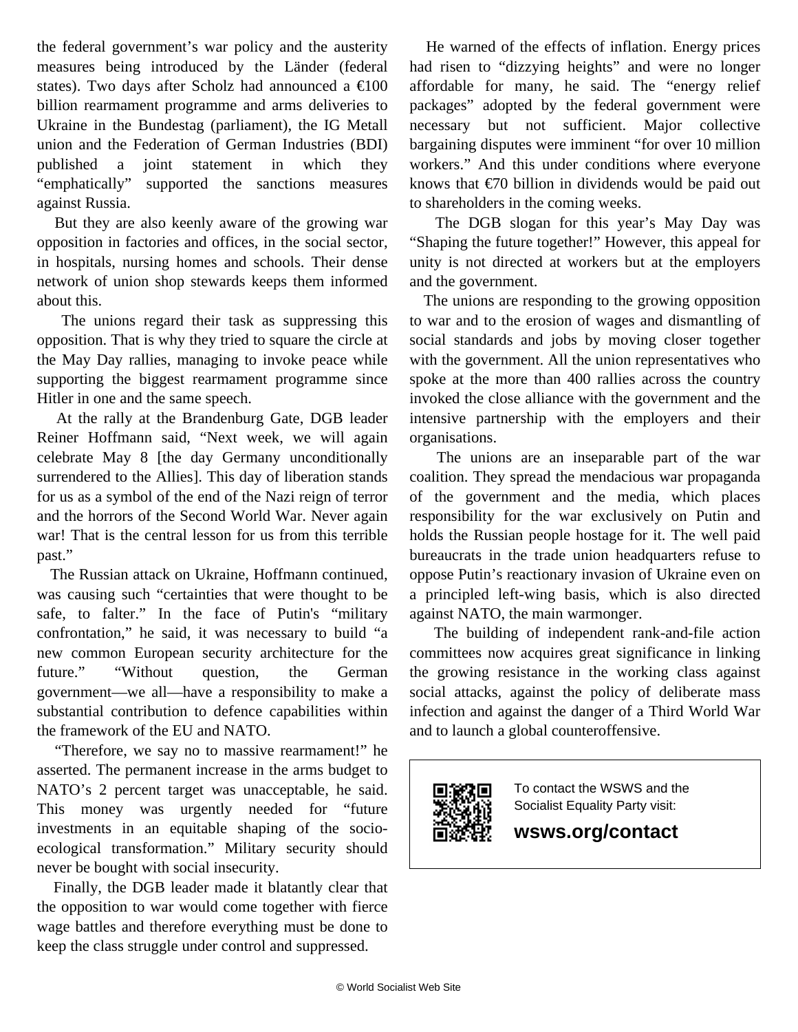the federal government's war policy and the austerity measures being introduced by the Länder (federal states). Two days after Scholz had announced a €100 billion rearmament programme and arms deliveries to Ukraine in the Bundestag (parliament), the IG Metall union and the Federation of German Industries (BDI) published a joint statement in which they "emphatically" supported the sanctions measures against Russia.

But they are also keenly aware of the growing war opposition in factories and offices, in the social sector, in hospitals, nursing homes and schools. Their dense network of union shop stewards keeps them informed about this.

The unions regard their task as suppressing this opposition. That is why they tried to square the circle at the May Day rallies, managing to invoke peace while supporting the biggest rearmament programme since Hitler in one and the same speech.

At the rally at the Brandenburg Gate, DGB leader Reiner Hoffmann said, "Next week, we will again celebrate May 8 [the day Germany unconditionally surrendered to the Allies]. This day of liberation stands for us as a symbol of the end of the Nazi reign of terror and the horrors of the Second World War. Never again war! That is the central lesson for us from this terrible past."

The Russian attack on Ukraine, Hoffmann continued, was causing such "certainties that were thought to be safe, to falter." In the face of Putin's "military confrontation," he said, it was necessary to build "a new common European security architecture for the future." "Without question, the German government—we all—have a responsibility to make a substantial contribution to defence capabilities within the framework of the EU and NATO.

"Therefore, we say no to massive rearmament!" he asserted. The permanent increase in the arms budget to NATO's 2 percent target was unacceptable, he said. This money was urgently needed for "future investments in an equitable shaping of the socio-ecological transformation." Military security should never be bought with social insecurity.

Finally, the DGB leader made it blatantly clear that the opposition to war would come together with fierce wage battles and therefore everything must be done to keep the class struggle under control and suppressed.

He warned of the effects of inflation. Energy prices had risen to "dizzying heights" and were no longer affordable for many, he said. The "energy relief packages" adopted by the federal government were necessary but not sufficient. Major collective bargaining disputes were imminent "for over 10 million workers." And this under conditions where everyone knows that €70 billion in dividends would be paid out to shareholders in the coming weeks.

The DGB slogan for this year's May Day was "Shaping the future together!" However, this appeal for unity is not directed at workers but at the employers and the government.

The unions are responding to the growing opposition to war and to the erosion of wages and dismantling of social standards and jobs by moving closer together with the government. All the union representatives who spoke at the more than 400 rallies across the country invoked the close alliance with the government and the intensive partnership with the employers and their organisations.

The unions are an inseparable part of the war coalition. They spread the mendacious war propaganda of the government and the media, which places responsibility for the war exclusively on Putin and holds the Russian people hostage for it. The well paid bureaucrats in the trade union headquarters refuse to oppose Putin's reactionary invasion of Ukraine even on a principled left-wing basis, which is also directed against NATO, the main warmonger.

The building of independent rank-and-file action committees now acquires great significance in linking the growing resistance in the working class against social attacks, against the policy of deliberate mass infection and against the danger of a Third World War and to launch a global counteroffensive.

To contact the WSWS and the Socialist Equality Party visit:

**wsws.org/contact**